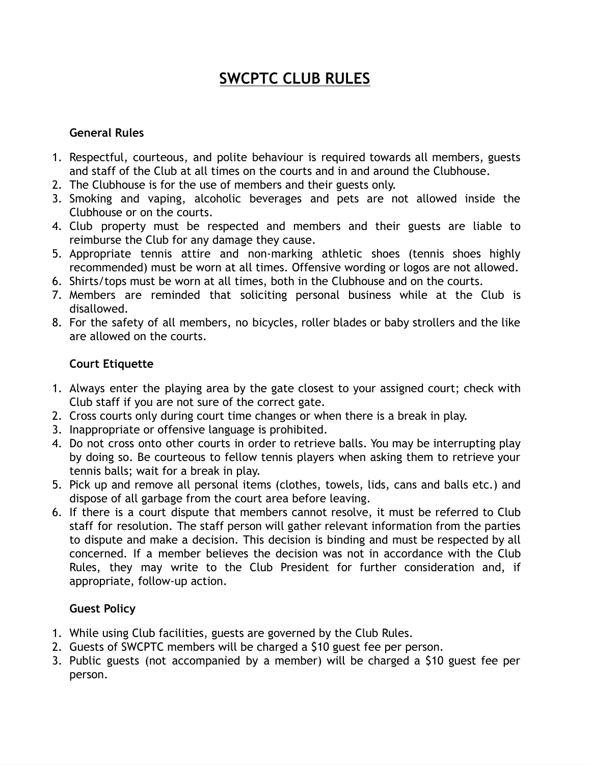# SWCPTC CLUB RULES

## General Rules

1. Respectful, courteous, and polite behaviour is required towards all members, guests and staff of the Club at all times on the courts and in and around the Clubhouse.
2. The Clubhouse is for the use of members and their guests only.
3. Smoking and vaping, alcoholic beverages and pets are not allowed inside the Clubhouse or on the courts.
4. Club property must be respected and members and their guests are liable to reimburse the Club for any damage they cause.
5. Appropriate tennis attire and non-marking athletic shoes (tennis shoes highly recommended) must be worn at all times. Offensive wording or logos are not allowed.
6. Shirts/tops must be worn at all times, both in the Clubhouse and on the courts.
7. Members are reminded that soliciting personal business while at the Club is disallowed.
8. For the safety of all members, no bicycles, roller blades or baby strollers and the like are allowed on the courts.

## Court Etiquette

1. Always enter the playing area by the gate closest to your assigned court; check with Club staff if you are not sure of the correct gate.
2. Cross courts only during court time changes or when there is a break in play.
3. Inappropriate or offensive language is prohibited.
4. Do not cross onto other courts in order to retrieve balls. You may be interrupting play by doing so. Be courteous to fellow tennis players when asking them to retrieve your tennis balls; wait for a break in play.
5. Pick up and remove all personal items (clothes, towels, lids, cans and balls etc.) and dispose of all garbage from the court area before leaving.
6. If there is a court dispute that members cannot resolve, it must be referred to Club staff for resolution. The staff person will gather relevant information from the parties to dispute and make a decision. This decision is binding and must be respected by all concerned. If a member believes the decision was not in accordance with the Club Rules, they may write to the Club President for further consideration and, if appropriate, follow-up action.

## Guest Policy

1. While using Club facilities, guests are governed by the Club Rules.
2. Guests of SWCPTC members will be charged a $10 guest fee per person.
3. Public guests (not accompanied by a member) will be charged a $10 guest fee per person.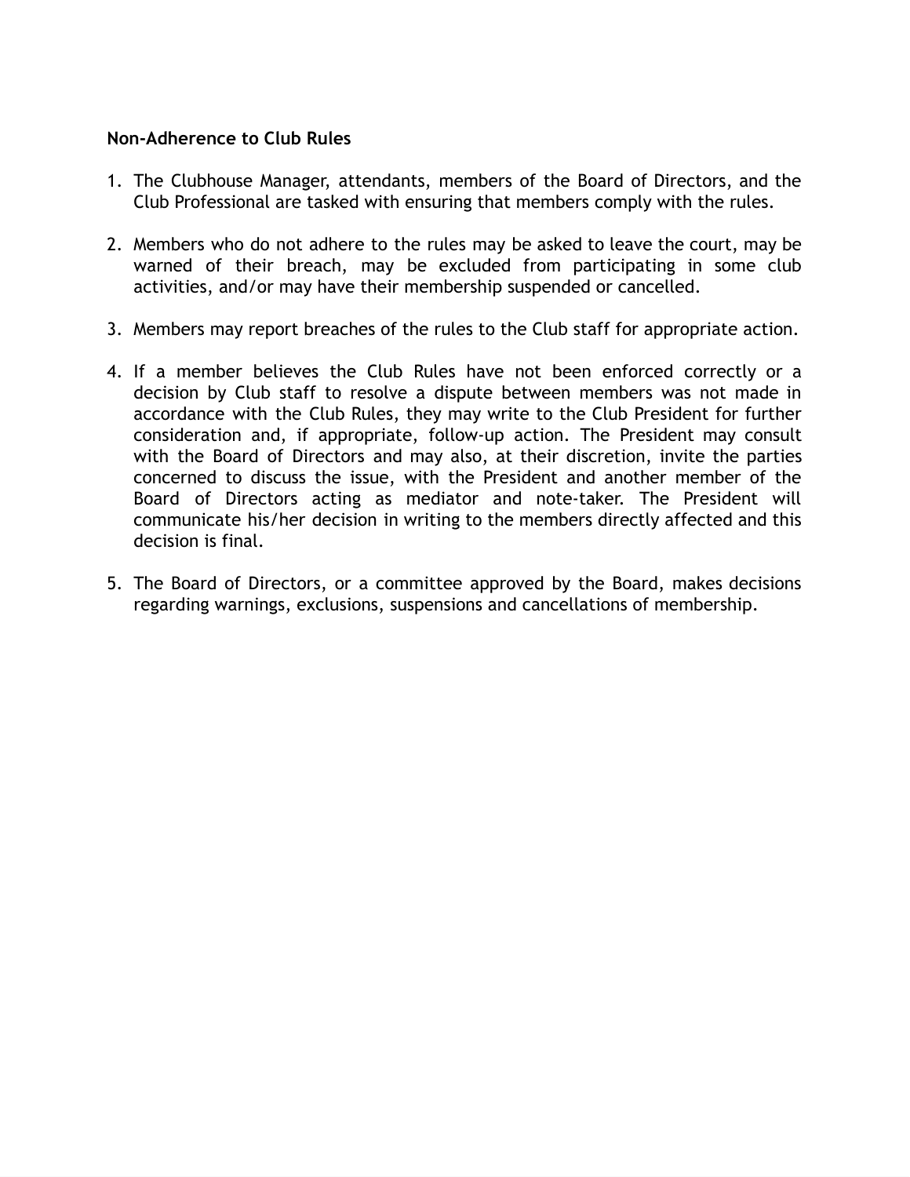**Non-Adherence to Club Rules**

1. The Clubhouse Manager, attendants, members of the Board of Directors, and the Club Professional are tasked with ensuring that members comply with the rules.

2. Members who do not adhere to the rules may be asked to leave the court, may be warned of their breach, may be excluded from participating in some club activities, and/or may have their membership suspended or cancelled.

3. Members may report breaches of the rules to the Club staff for appropriate action.

4. If a member believes the Club Rules have not been enforced correctly or a decision by Club staff to resolve a dispute between members was not made in accordance with the Club Rules, they may write to the Club President for further consideration and, if appropriate, follow-up action. The President may consult with the Board of Directors and may also, at their discretion, invite the parties concerned to discuss the issue, with the President and another member of the Board of Directors acting as mediator and note-taker. The President will communicate his/her decision in writing to the members directly affected and this decision is final.

5. The Board of Directors, or a committee approved by the Board, makes decisions regarding warnings, exclusions, suspensions and cancellations of membership.